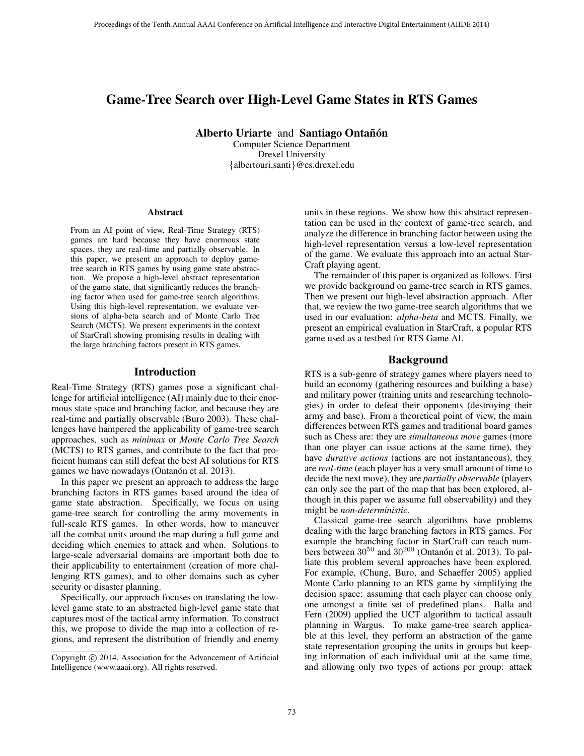# Game-Tree Search over High-Level Game States in RTS Games

**Alberto Uriarte** and **Santiago Ontañón**
Computer Science Department
Drexel University
{albertouri,santi}@cs.drexel.edu

## Abstract

From an AI point of view, Real-Time Strategy (RTS) games are hard because they have enormous state spaces, they are real-time and partially observable. In this paper, we present an approach to deploy game-tree search in RTS games by using game state abstraction. We propose a high-level abstract representation of the game state, that significantly reduces the branching factor when used for game-tree search algorithms. Using this high-level representation, we evaluate versions of alpha-beta search and of Monte Carlo Tree Search (MCTS). We present experiments in the context of StarCraft showing promising results in dealing with the large branching factors present in RTS games.

## Introduction

Real-Time Strategy (RTS) games pose a significant challenge for artificial intelligence (AI) mainly due to their enormous state space and branching factor, and because they are real-time and partially observable (Buro 2003). These challenges have hampered the applicability of game-tree search approaches, such as *minimax* or *Monte Carlo Tree Search* (MCTS) to RTS games, and contribute to the fact that proficient humans can still defeat the best AI solutions for RTS games we have nowadays (Ontanón et al. 2013).

In this paper we present an approach to address the large branching factors in RTS games based around the idea of game state abstraction. Specifically, we focus on using game-tree search for controlling the army movements in full-scale RTS games. In other words, how to maneuver all the combat units around the map during a full game and deciding which enemies to attack and when. Solutions to large-scale adversarial domains are important both due to their applicability to entertainment (creation of more challenging RTS games), and to other domains such as cyber security or disaster planning.

Specifically, our approach focuses on translating the low-level game state to an abstracted high-level game state that captures most of the tactical army information. To construct this, we propose to divide the map into a collection of regions, and represent the distribution of friendly and enemy units in these regions. We show how this abstract representation can be used in the context of game-tree search, and analyze the difference in branching factor between using the high-level representation versus a low-level representation of the game. We evaluate this approach into an actual StarCraft playing agent.

The remainder of this paper is organized as follows. First we provide background on game-tree search in RTS games. Then we present our high-level abstraction approach. After that, we review the two game-tree search algorithms that we used in our evaluation: *alpha-beta* and MCTS. Finally, we present an empirical evaluation in StarCraft, a popular RTS game used as a testbed for RTS Game AI.

## Background

RTS is a sub-genre of strategy games where players need to build an economy (gathering resources and building a base) and military power (training units and researching technologies) in order to defeat their opponents (destroying their army and base). From a theoretical point of view, the main differences between RTS games and traditional board games such as Chess are: they are *simultaneous move* games (more than one player can issue actions at the same time), they have *durative actions* (actions are not instantaneous), they are *real-time* (each player has a very small amount of time to decide the next move), they are *partially observable* (players can only see the part of the map that has been explored, although in this paper we assume full observability) and they might be *non-deterministic*.

Classical game-tree search algorithms have problems dealing with the large branching factors in RTS games. For example the branching factor in StarCraft can reach numbers between $30^{50}$ and $30^{200}$ (Ontanón et al. 2013). To palliate this problem several approaches have been explored. For example, (Chung, Buro, and Schaeffer 2005) applied Monte Carlo planning to an RTS game by simplifying the decision space: assuming that each player can choose only one amongst a finite set of predefined plans. Balla and Fern (2009) applied the UCT algorithm to tactical assault planning in Wargus. To make game-tree search applicable at this level, they perform an abstraction of the game state representation grouping the units in groups but keeping information of each individual unit at the same time, and allowing only two types of actions per group: attack

Copyright © 2014, Association for the Advancement of Artificial Intelligence (www.aaai.org). All rights reserved.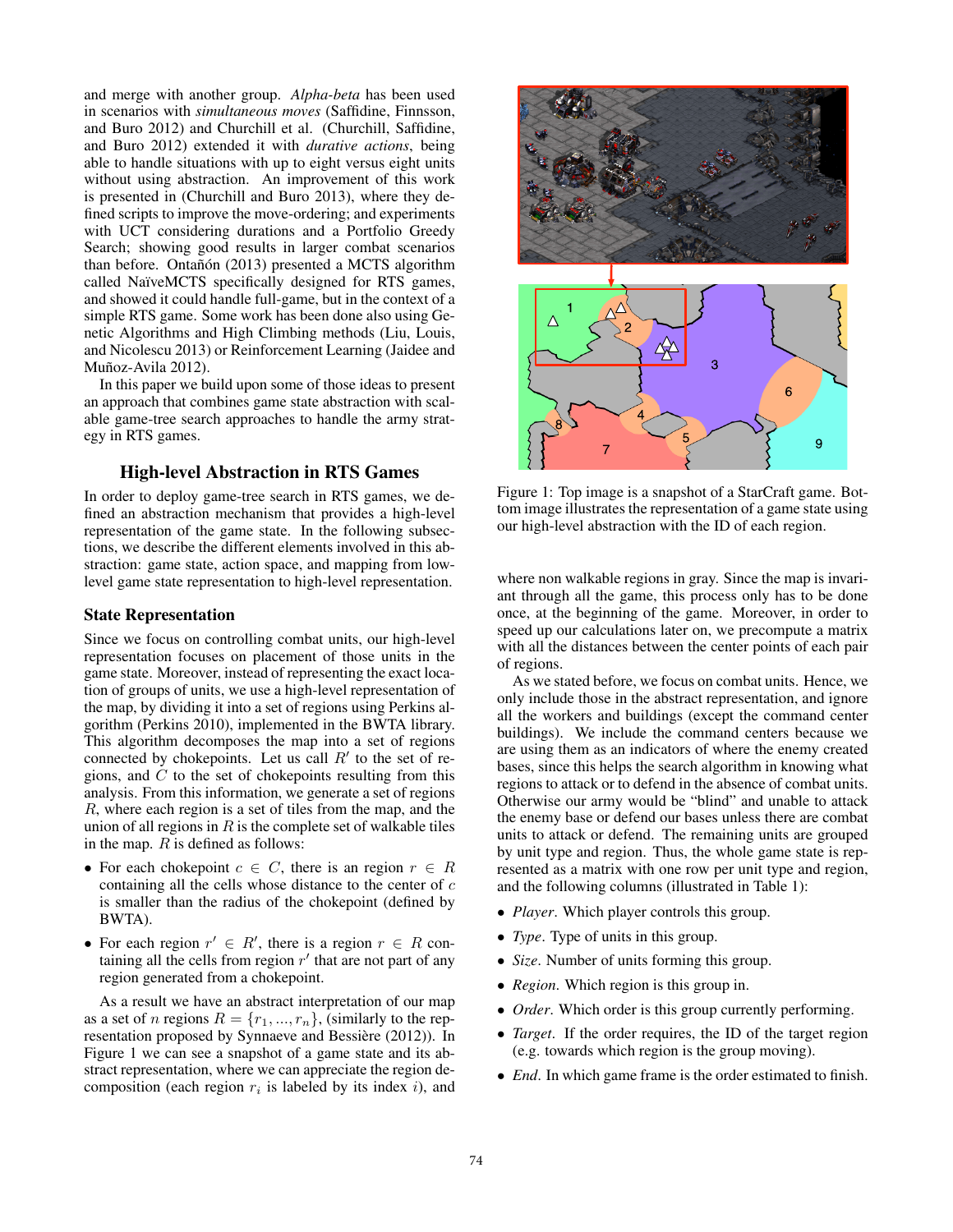and merge with another group. *Alpha-beta* has been used in scenarios with *simultaneous moves* (Saffidine, Finnsson, and Buro 2012) and Churchill et al. (Churchill, Saffidine, and Buro 2012) extended it with *durative actions*, being able to handle situations with up to eight versus eight units without using abstraction. An improvement of this work is presented in (Churchill and Buro 2013), where they defined scripts to improve the move-ordering; and experiments with UCT considering durations and a Portfolio Greedy Search; showing good results in larger combat scenarios than before. Ontañón (2013) presented a MCTS algorithm called NaïveMCTS specifically designed for RTS games, and showed it could handle full-game, but in the context of a simple RTS game. Some work has been done also using Genetic Algorithms and High Climbing methods (Liu, Louis, and Nicolescu 2013) or Reinforcement Learning (Jaidee and Muñoz-Avila 2012).

In this paper we build upon some of those ideas to present an approach that combines game state abstraction with scalable game-tree search approaches to handle the army strategy in RTS games.

## High-level Abstraction in RTS Games

In order to deploy game-tree search in RTS games, we defined an abstraction mechanism that provides a high-level representation of the game state. In the following subsections, we describe the different elements involved in this abstraction: game state, action space, and mapping from low-level game state representation to high-level representation.

### State Representation

Since we focus on controlling combat units, our high-level representation focuses on placement of those units in the game state. Moreover, instead of representing the exact location of groups of units, we use a high-level representation of the map, by dividing it into a set of regions using Perkins algorithm (Perkins 2010), implemented in the BWTA library. This algorithm decomposes the map into a set of regions connected by chokepoints. Let us call $R'$ to the set of regions, and $C$ to the set of chokepoints resulting from this analysis. From this information, we generate a set of regions $R$, where each region is a set of tiles from the map, and the union of all regions in $R$ is the complete set of walkable tiles in the map. $R$ is defined as follows:

- For each chokepoint $c \in C$, there is an region $r \in R$ containing all the cells whose distance to the center of $c$ is smaller than the radius of the chokepoint (defined by BWTA).
- For each region $r' \in R'$, there is a region $r \in R$ containing all the cells from region $r'$ that are not part of any region generated from a chokepoint.

As a result we have an abstract interpretation of our map as a set of $n$ regions $R = \{r_1, ..., r_n\}$, (similarly to the representation proposed by Synnaeve and Bessière (2012)). In Figure 1 we can see a snapshot of a game state and its abstract representation, where we can appreciate the region decomposition (each region $r_i$ is labeled by its index $i$), and where non walkable regions in gray. Since the map is invariant through all the game, this process only has to be done once, at the beginning of the game. Moreover, in order to speed up our calculations later on, we precompute a matrix with all the distances between the center points of each pair of regions.

Figure 1: Top image is a snapshot of a StarCraft game. Bottom image illustrates the representation of a game state using our high-level abstraction with the ID of each region.

As we stated before, we focus on combat units. Hence, we only include those in the abstract representation, and ignore all the workers and buildings (except the command center buildings). We include the command centers because we are using them as an indicators of where the enemy created bases, since this helps the search algorithm in knowing what regions to attack or to defend in the absence of combat units. Otherwise our army would be "blind" and unable to attack the enemy base or defend our bases unless there are combat units to attack or defend. The remaining units are grouped by unit type and region. Thus, the whole game state is represented as a matrix with one row per unit type and region, and the following columns (illustrated in Table 1):

- *Player*. Which player controls this group.
- *Type*. Type of units in this group.
- *Size*. Number of units forming this group.
- *Region*. Which region is this group in.
- *Order*. Which order is this group currently performing.
- *Target*. If the order requires, the ID of the target region (e.g. towards which region is the group moving).
- *End*. In which game frame is the order estimated to finish.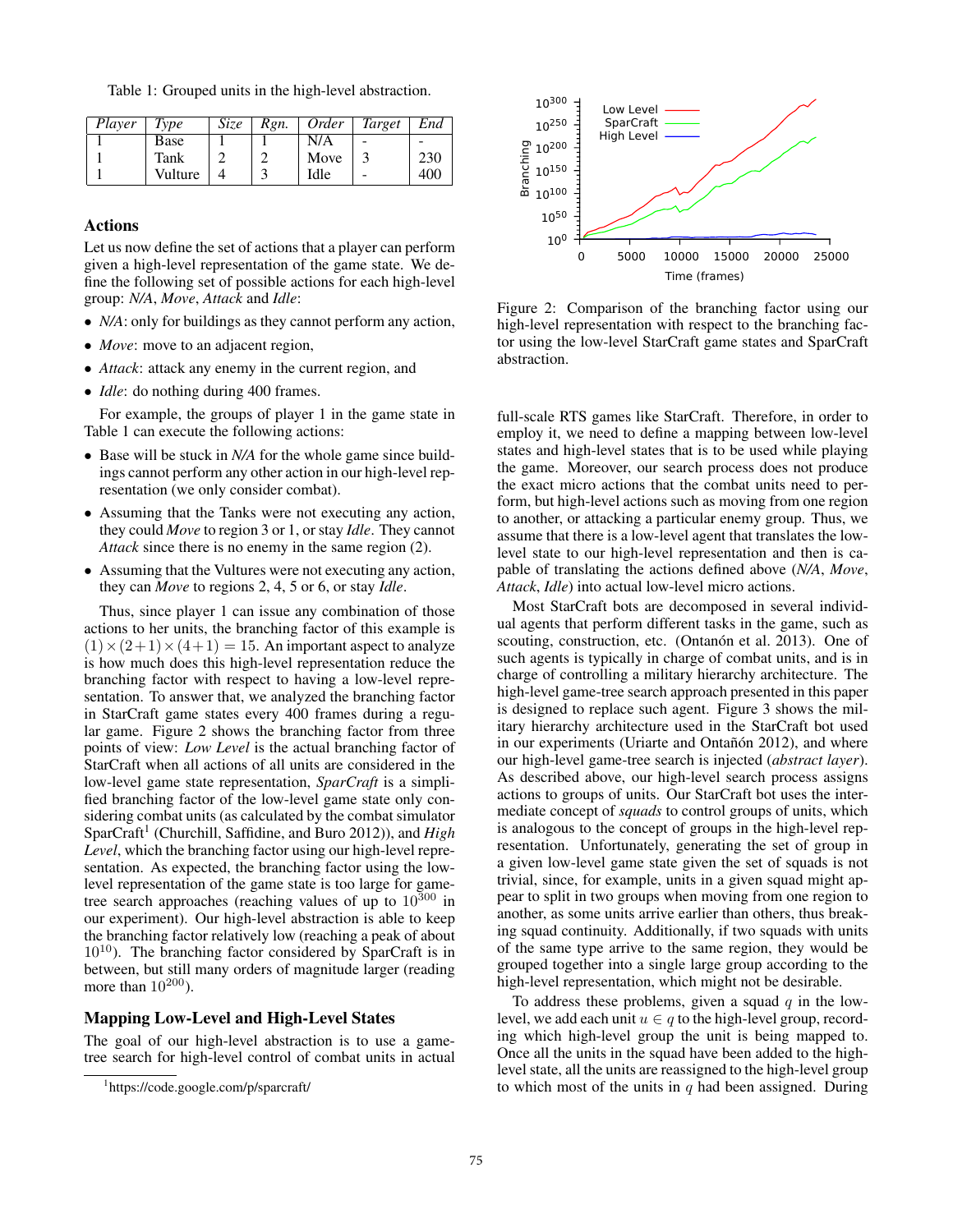Table 1: Grouped units in the high-level abstraction.

| *Player* | *Type* | *Size* | *Rgn.* | *Order* | *Target* | *End* |
|---|---|---|---|---|---|---|
| 1 | Base | 1 | 1 | N/A | - | - |
| 1 | Tank | 2 | 2 | Move | 3 | 230 |
| 1 | Vulture | 4 | 3 | Idle | - | 400 |

## Actions

Let us now define the set of actions that a player can perform given a high-level representation of the game state. We define the following set of possible actions for each high-level group: *N/A*, *Move*, *Attack* and *Idle*:

- *N/A*: only for buildings as they cannot perform any action,
- *Move*: move to an adjacent region,
- *Attack*: attack any enemy in the current region, and
- *Idle*: do nothing during 400 frames.

For example, the groups of player 1 in the game state in Table 1 can execute the following actions:

- Base will be stuck in *N/A* for the whole game since buildings cannot perform any other action in our high-level representation (we only consider combat).
- Assuming that the Tanks were not executing any action, they could *Move* to region 3 or 1, or stay *Idle*. They cannot *Attack* since there is no enemy in the same region (2).
- Assuming that the Vultures were not executing any action, they can *Move* to regions 2, 4, 5 or 6, or stay *Idle*.

Thus, since player 1 can issue any combination of those actions to her units, the branching factor of this example is $(1) \times (2+1) \times (4+1) = 15$. An important aspect to analyze is how much does this high-level representation reduce the branching factor with respect to having a low-level representation. To answer that, we analyzed the branching factor in StarCraft game states every 400 frames during a regular game. Figure 2 shows the branching factor from three points of view: *Low Level* is the actual branching factor of StarCraft when all actions of all units are considered in the low-level game state representation, *SparCraft* is a simplified branching factor of the low-level game state only considering combat units (as calculated by the combat simulator SparCraft[1] (Churchill, Saffidine, and Buro 2012)), and *High Level*, which the branching factor using our high-level representation. As expected, the branching factor using the low-level representation of the game state is too large for game-tree search approaches (reaching values of up to $10^{300}$ in our experiment). Our high-level abstraction is able to keep the branching factor relatively low (reaching a peak of about $10^{10}$). The branching factor considered by SparCraft is in between, but still many orders of magnitude larger (reading more than $10^{200}$).

## Mapping Low-Level and High-Level States

The goal of our high-level abstraction is to use a game-tree search for high-level control of combat units in actual full-scale RTS games like StarCraft. Therefore, in order to employ it, we need to define a mapping between low-level states and high-level states that is to be used while playing the game. Moreover, our search process does not produce the exact micro actions that the combat units need to perform, but high-level actions such as moving from one region to another, or attacking a particular enemy group. Thus, we assume that there is a low-level agent that translates the low-level state to our high-level representation and then is capable of translating the actions defined above (*N/A*, *Move*, *Attack*, *Idle*) into actual low-level micro actions.

Most StarCraft bots are decomposed in several individual agents that perform different tasks in the game, such as scouting, construction, etc. (Ontanón et al. 2013). One of such agents is typically in charge of combat units, and is in charge of controlling a military hierarchy architecture. The high-level game-tree search approach presented in this paper is designed to replace such agent. Figure 3 shows the military hierarchy architecture used in the StarCraft bot used in our experiments (Uriarte and Ontañón 2012), and where our high-level game-tree search is injected (*abstract layer*). As described above, our high-level search process assigns actions to groups of units. Our StarCraft bot uses the intermediate concept of *squads* to control groups of units, which is analogous to the concept of groups in the high-level representation. Unfortunately, generating the set of group in a given low-level game state given the set of squads is not trivial, since, for example, units in a given squad might appear to split in two groups when moving from one region to another, as some units arrive earlier than others, thus breaking squad continuity. Additionally, if two squads with units of the same type arrive to the same region, they would be grouped together into a single large group according to the high-level representation, which might not be desirable.

To address these problems, given a squad $q$ in the low-level, we add each unit $u \in q$ to the high-level group, recording which high-level group the unit is being mapped to. Once all the units in the squad have been added to the high-level state, all the units are reassigned to the high-level group to which most of the units in $q$ had been assigned. During

Low Level
SparCraft
High Level
Branching
$10^{300}$
$10^{250}$
$10^{200}$
$10^{150}$
$10^{100}$
$10^{50}$
$10^{0}$
0 5000 10000 15000 20000 25000
Time (frames)

Figure 2: Comparison of the branching factor using our high-level representation with respect to the branching factor using the low-level StarCraft game states and SparCraft abstraction.

[1] https://code.google.com/p/sparcraft/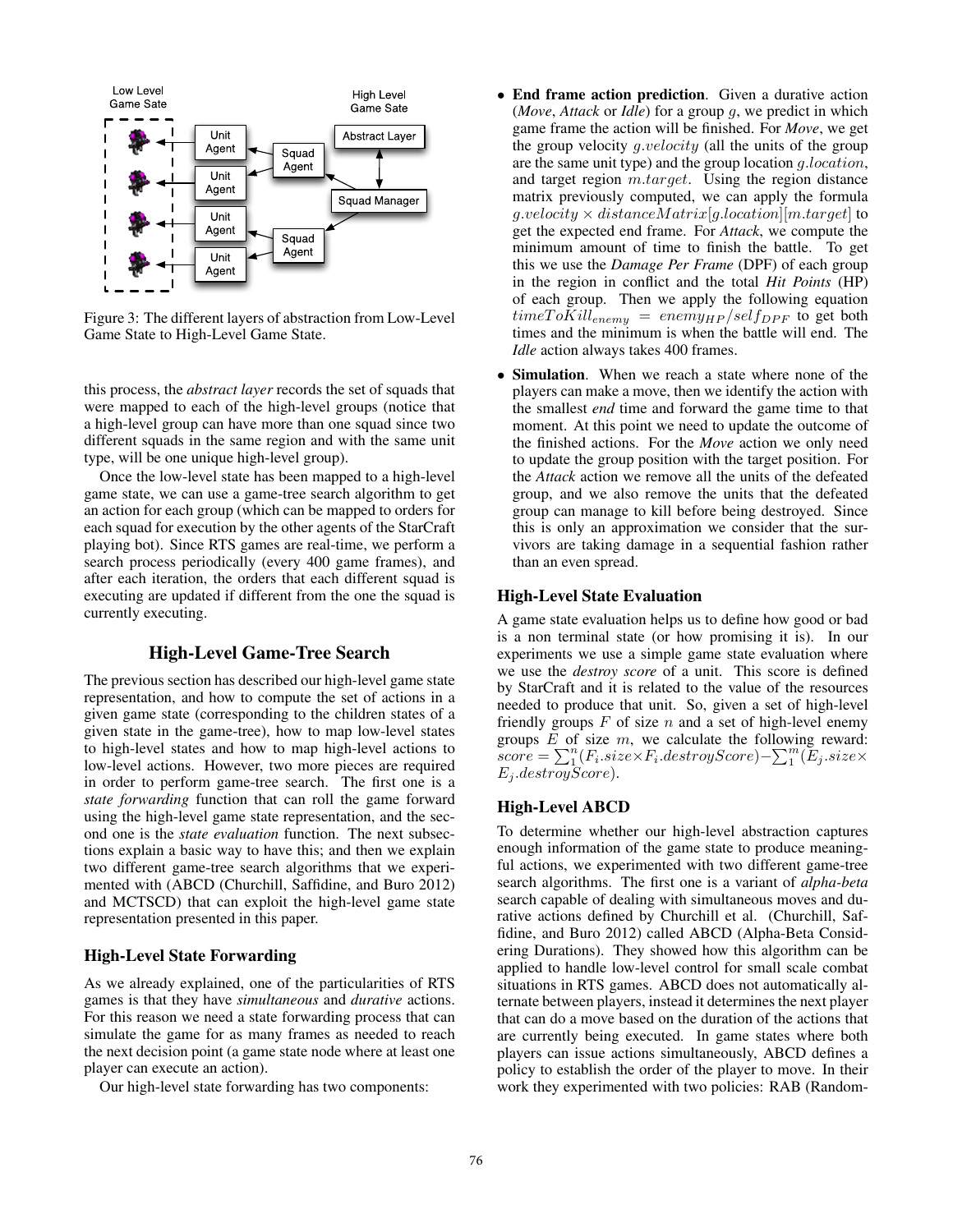Low Level Game Sate

High Level Game Sate

Unit Agent

Unit Agent

Unit Agent

Unit Agent

Squad Agent

Squad Agent

Abstract Layer

Squad Manager

Figure 3: The different layers of abstraction from Low-Level Game State to High-Level Game State.

this process, the *abstract layer* records the set of squads that were mapped to each of the high-level groups (notice that a high-level group can have more than one squad since two different squads in the same region and with the same unit type, will be one unique high-level group).

Once the low-level state has been mapped to a high-level game state, we can use a game-tree search algorithm to get an action for each group (which can be mapped to orders for each squad for execution by the other agents of the StarCraft playing bot). Since RTS games are real-time, we perform a search process periodically (every 400 game frames), and after each iteration, the orders that each different squad is executing are updated if different from the one the squad is currently executing.

## High-Level Game-Tree Search

The previous section has described our high-level game state representation, and how to compute the set of actions in a given game state (corresponding to the children states of a given state in the game-tree), how to map low-level states to high-level states and how to map high-level actions to low-level actions. However, two more pieces are required in order to perform game-tree search. The first one is a *state forwarding* function that can roll the game forward using the high-level game state representation, and the second one is the *state evaluation* function. The next subsections explain a basic way to have this; and then we explain two different game-tree search algorithms that we experimented with (ABCD (Churchill, Saffidine, and Buro 2012) and MCTSCD) that can exploit the high-level game state representation presented in this paper.

### High-Level State Forwarding

As we already explained, one of the particularities of RTS games is that they have *simultaneous* and *durative* actions. For this reason we need a state forwarding process that can simulate the game for as many frames as needed to reach the next decision point (a game state node where at least one player can execute an action).

Our high-level state forwarding has two components:

- **End frame action prediction**. Given a durative action (*Move*, *Attack* or *Idle*) for a group $g$, we predict in which game frame the action will be finished. For *Move*, we get the group velocity $g.velocity$ (all the units of the group are the same unit type) and the group location $g.location$, and target region $m.target$. Using the region distance matrix previously computed, we can apply the formula $g.velocity \times distanceMatrix[g.location][m.target]$ to get the expected end frame. For *Attack*, we compute the minimum amount of time to finish the battle. To get this we use the *Damage Per Frame* (DPF) of each group in the region in conflict and the total *Hit Points* (HP) of each group. Then we apply the following equation $timeToKill_{enemy} = enemy_{HP}/self_{DPF}$ to get both times and the minimum is when the battle will end. The *Idle* action always takes 400 frames.
- **Simulation**. When we reach a state where none of the players can make a move, then we identify the action with the smallest *end* time and forward the game time to that moment. At this point we need to update the outcome of the finished actions. For the *Move* action we only need to update the group position with the target position. For the *Attack* action we remove all the units of the defeated group, and we also remove the units that the defeated group can manage to kill before being destroyed. Since this is only an approximation we consider that the survivors are taking damage in a sequential fashion rather than an even spread.

### High-Level State Evaluation

A game state evaluation helps us to define how good or bad is a non terminal state (or how promising it is). In our experiments we use a simple game state evaluation where we use the *destroy score* of a unit. This score is defined by StarCraft and it is related to the value of the resources needed to produce that unit. So, given a set of high-level friendly groups $F$ of size $n$ and a set of high-level enemy groups $E$ of size $m$, we calculate the following reward: $score = \sum_1^n (F_i.size \times F_i.destroyScore) - \sum_1^m (E_j.size \times E_j.destroyScore)$.

### High-Level ABCD

To determine whether our high-level abstraction captures enough information of the game state to produce meaningful actions, we experimented with two different game-tree search algorithms. The first one is a variant of *alpha-beta* search capable of dealing with simultaneous moves and durative actions defined by Churchill et al. (Churchill, Saffidine, and Buro 2012) called ABCD (Alpha-Beta Considering Durations). They showed how this algorithm can be applied to handle low-level control for small scale combat situations in RTS games. ABCD does not automatically alternate between players, instead it determines the next player that can do a move based on the duration of the actions that are currently being executed. In game states where both players can issue actions simultaneously, ABCD defines a policy to establish the order of the player to move. In their work they experimented with two policies: RAB (Random-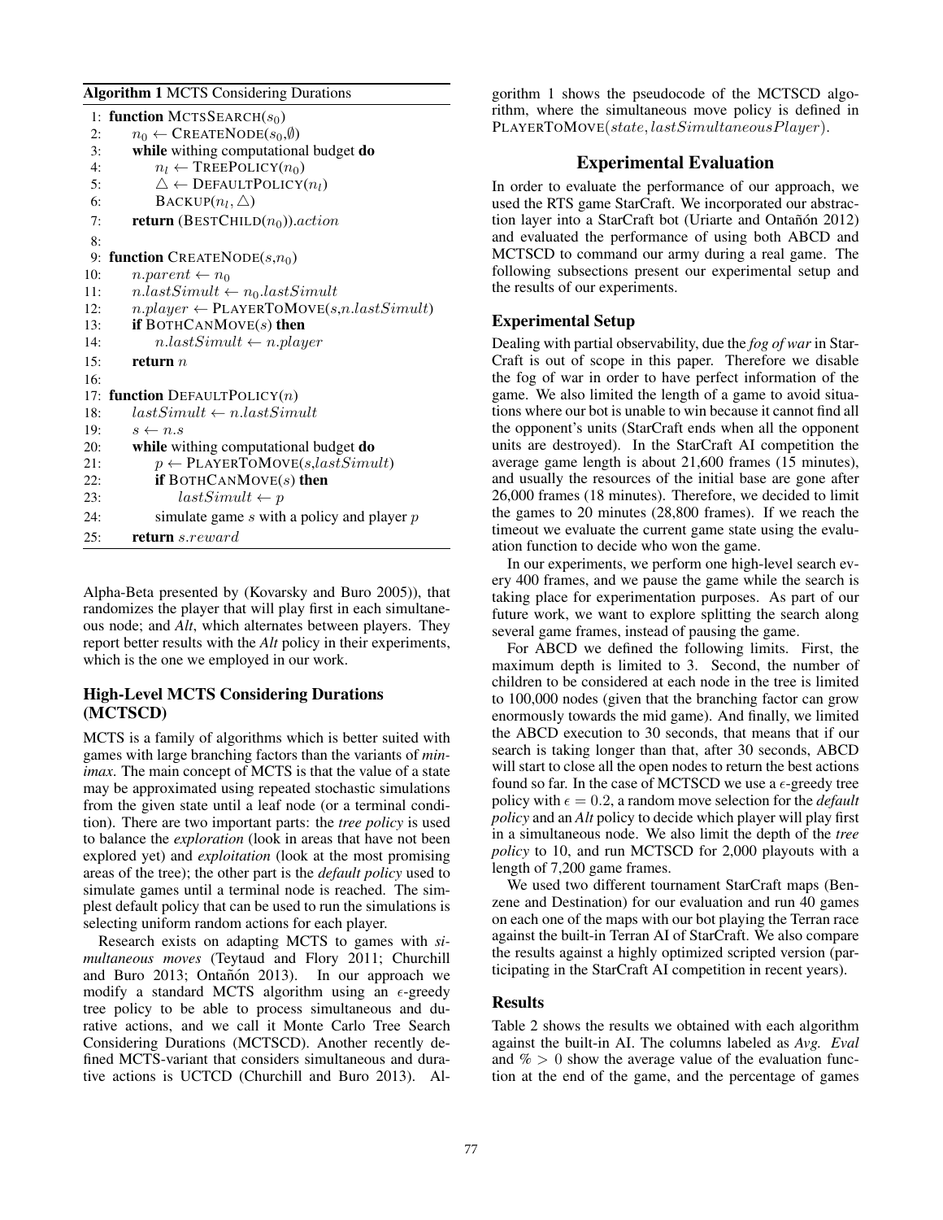**Algorithm 1** MCTS Considering Durations

```
1:  function MCTSSEARCH(s_0)
2:      n_0 ← CREATENODE(s_0,∅)
3:      while withing computational budget do
4:          n_l ← TREEPOLICY(n_0)
5:          △ ← DEFAULTPOLICY(n_l)
6:          BACKUP(n_l, △)
7:      return (BESTCHILD(n_0)).action
8:
9:  function CREATENODE(s,n_0)
10:     n.parent ← n_0
11:     n.lastSimult ← n_0.lastSimult
12:     n.player ← PLAYERTOMOVE(s,n.lastSimult)
13:     if BOTHCANMOVE(s) then
14:         n.lastSimult ← n.player
15:     return n
16:
17: function DEFAULTPOLICY(n)
18:     lastSimult ← n.lastSimult
19:     s ← n.s
20:     while withing computational budget do
21:         p ← PLAYERTOMOVE(s,lastSimult)
22:         if BOTHCANMOVE(s) then
23:             lastSimult ← p
24:         simulate game s with a policy and player p
25:     return s.reward
```

Alpha-Beta presented by (Kovarsky and Buro 2005)), that randomizes the player that will play first in each simultaneous node; and *Alt*, which alternates between players. They report better results with the *Alt* policy in their experiments, which is the one we employed in our work.

### High-Level MCTS Considering Durations (MCTSCD)

MCTS is a family of algorithms which is better suited with games with large branching factors than the variants of *minimax*. The main concept of MCTS is that the value of a state may be approximated using repeated stochastic simulations from the given state until a leaf node (or a terminal condition). There are two important parts: the *tree policy* is used to balance the *exploration* (look in areas that have not been explored yet) and *exploitation* (look at the most promising areas of the tree); the other part is the *default policy* used to simulate games until a terminal node is reached. The simplest default policy that can be used to run the simulations is selecting uniform random actions for each player.

Research exists on adapting MCTS to games with *simultaneous moves* (Teytaud and Flory 2011; Churchill and Buro 2013; Ontañón 2013). In our approach we modify a standard MCTS algorithm using an $\epsilon$-greedy tree policy to be able to process simultaneous and durative actions, and we call it Monte Carlo Tree Search Considering Durations (MCTSCD). Another recently defined MCTS-variant that considers simultaneous and durative actions is UCTCD (Churchill and Buro 2013). Algorithm 1 shows the pseudocode of the MCTSCD algorithm, where the simultaneous move policy is defined in PLAYERTOMOVE($state, lastSimultaneousPlayer$).

## Experimental Evaluation

In order to evaluate the performance of our approach, we used the RTS game StarCraft. We incorporated our abstraction layer into a StarCraft bot (Uriarte and Ontañón 2012) and evaluated the performance of using both ABCD and MCTSCD to command our army during a real game. The following subsections present our experimental setup and the results of our experiments.

### Experimental Setup

Dealing with partial observability, due the *fog of war* in StarCraft is out of scope in this paper. Therefore we disable the fog of war in order to have perfect information of the game. We also limited the length of a game to avoid situations where our bot is unable to win because it cannot find all the opponent's units (StarCraft ends when all the opponent units are destroyed). In the StarCraft AI competition the average game length is about 21,600 frames (15 minutes), and usually the resources of the initial base are gone after 26,000 frames (18 minutes). Therefore, we decided to limit the games to 20 minutes (28,800 frames). If we reach the timeout we evaluate the current game state using the evaluation function to decide who won the game.

In our experiments, we perform one high-level search every 400 frames, and we pause the game while the search is taking place for experimentation purposes. As part of our future work, we want to explore splitting the search along several game frames, instead of pausing the game.

For ABCD we defined the following limits. First, the maximum depth is limited to 3. Second, the number of children to be considered at each node in the tree is limited to 100,000 nodes (given that the branching factor can grow enormously towards the mid game). And finally, we limited the ABCD execution to 30 seconds, that means that if our search is taking longer than that, after 30 seconds, ABCD will start to close all the open nodes to return the best actions found so far. In the case of MCTSCD we use a $\epsilon$-greedy tree policy with $\epsilon = 0.2$, a random move selection for the *default policy* and an *Alt* policy to decide which player will play first in a simultaneous node. We also limit the depth of the *tree policy* to 10, and run MCTSCD for 2,000 playouts with a length of 7,200 game frames.

We used two different tournament StarCraft maps (Benzene and Destination) for our evaluation and run 40 games on each one of the maps with our bot playing the Terran race against the built-in Terran AI of StarCraft. We also compare the results against a highly optimized scripted version (participating in the StarCraft AI competition in recent years).

### Results

Table 2 shows the results we obtained with each algorithm against the built-in AI. The columns labeled as *Avg. Eval* and $\% > 0$ show the average value of the evaluation function at the end of the game, and the percentage of games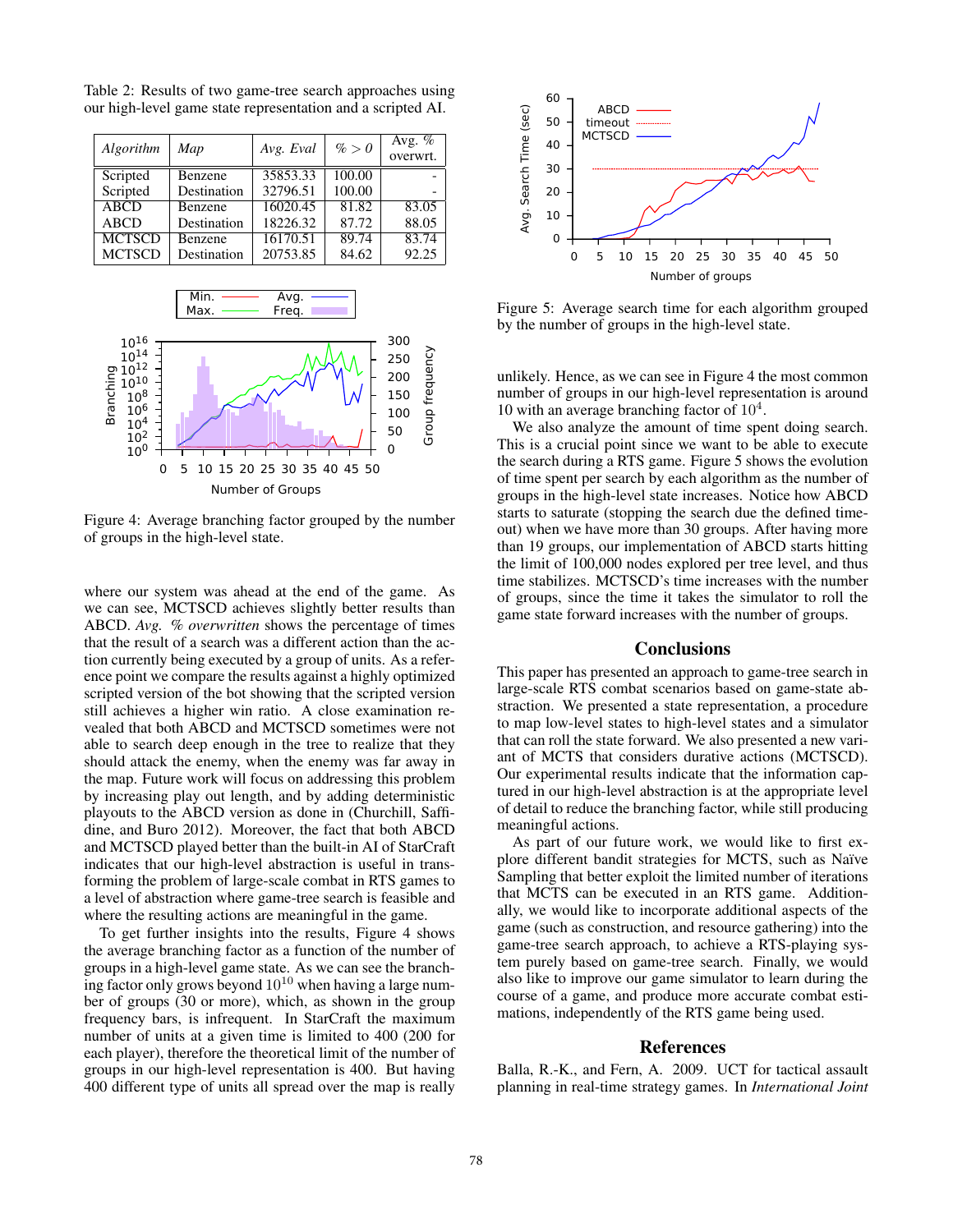Table 2: Results of two game-tree search approaches using our high-level game state representation and a scripted AI.

| *Algorithm* | *Map* | *Avg. Eval* | *% > 0* | *Avg. % overwrt.* |
|---|---|---|---|---|
| Scripted | Benzene | 35853.33 | 100.00 | - |
| Scripted | Destination | 32796.51 | 100.00 | - |
| ABCD | Benzene | 16020.45 | 81.82 | 83.05 |
| ABCD | Destination | 18226.32 | 87.72 | 88.05 |
| MCTSCD | Benzene | 16170.51 | 89.74 | 83.74 |
| MCTSCD | Destination | 20753.85 | 84.62 | 92.25 |

Min.
Max.
Avg.
Freq.
Branching
Group frequency
$10^{16}$
$10^{14}$
$10^{12}$
$10^{10}$
$10^{8}$
$10^{6}$
$10^{4}$
$10^{2}$
$10^{0}$
300
250
200
150
100
50
0
0 5 10 15 20 25 30 35 40 45 50
Number of Groups

Figure 4: Average branching factor grouped by the number of groups in the high-level state.

where our system was ahead at the end of the game. As we can see, MCTSCD achieves slightly better results than ABCD. *Avg. % overwritten* shows the percentage of times that the result of a search was a different action than the action currently being executed by a group of units. As a reference point we compare the results against a highly optimized scripted version of the bot showing that the scripted version still achieves a higher win ratio. A close examination revealed that both ABCD and MCTSCD sometimes were not able to search deep enough in the tree to realize that they should attack the enemy, when the enemy was far away in the map. Future work will focus on addressing this problem by increasing play out length, and by adding deterministic playouts to the ABCD version as done in (Churchill, Saffidine, and Buro 2012). Moreover, the fact that both ABCD and MCTSCD played better than the built-in AI of StarCraft indicates that our high-level abstraction is useful in transforming the problem of large-scale combat in RTS games to a level of abstraction where game-tree search is feasible and where the resulting actions are meaningful in the game.

To get further insights into the results, Figure 4 shows the average branching factor as a function of the number of groups in a high-level game state. As we can see the branching factor only grows beyond $10^{10}$ when having a large number of groups (30 or more), which, as shown in the group frequency bars, is infrequent. In StarCraft the maximum number of units at a given time is limited to 400 (200 for each player), therefore the theoretical limit of the number of groups in our high-level representation is 400. But having 400 different type of units all spread over the map is really

ABCD
timeout
MCTSCD
Avg. Search Time (sec)
60
50
40
30
20
10
0
0 5 10 15 20 25 30 35 40 45 50
Number of groups

Figure 5: Average search time for each algorithm grouped by the number of groups in the high-level state.

unlikely. Hence, as we can see in Figure 4 the most common number of groups in our high-level representation is around 10 with an average branching factor of $10^4$.

We also analyze the amount of time spent doing search. This is a crucial point since we want to be able to execute the search during a RTS game. Figure 5 shows the evolution of time spent per search by each algorithm as the number of groups in the high-level state increases. Notice how ABCD starts to saturate (stopping the search due the defined timeout) when we have more than 30 groups. After having more than 19 groups, our implementation of ABCD starts hitting the limit of 100,000 nodes explored per tree level, and thus time stabilizes. MCTSCD's time increases with the number of groups, since the time it takes the simulator to roll the game state forward increases with the number of groups.

## Conclusions

This paper has presented an approach to game-tree search in large-scale RTS combat scenarios based on game-state abstraction. We presented a state representation, a procedure to map low-level states to high-level states and a simulator that can roll the state forward. We also presented a new variant of MCTS that considers durative actions (MCTSCD). Our experimental results indicate that the information captured in our high-level abstraction is at the appropriate level of detail to reduce the branching factor, while still producing meaningful actions.

As part of our future work, we would like to first explore different bandit strategies for MCTS, such as Naïve Sampling that better exploit the limited number of iterations that MCTS can be executed in an RTS game. Additionally, we would like to incorporate additional aspects of the game (such as construction, and resource gathering) into the game-tree search approach, to achieve a RTS-playing system purely based on game-tree search. Finally, we would also like to improve our game simulator to learn during the course of a game, and produce more accurate combat estimations, independently of the RTS game being used.

## References

Balla, R.-K., and Fern, A. 2009. UCT for tactical assault planning in real-time strategy games. In *International Joint*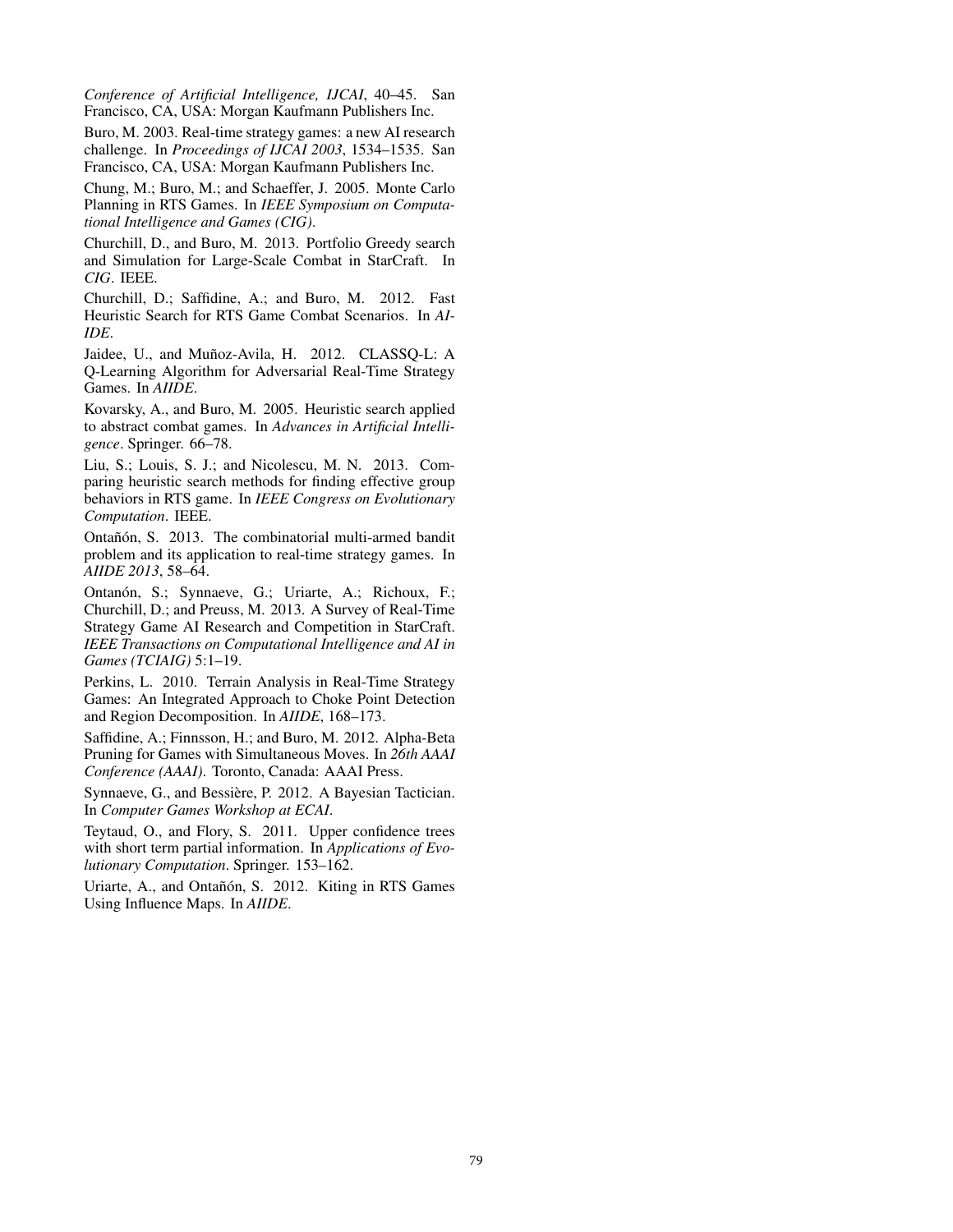*Conference of Artificial Intelligence, IJCAI*, 40–45. San Francisco, CA, USA: Morgan Kaufmann Publishers Inc.

Buro, M. 2003. Real-time strategy games: a new AI research challenge. In *Proceedings of IJCAI 2003*, 1534–1535. San Francisco, CA, USA: Morgan Kaufmann Publishers Inc.

Chung, M.; Buro, M.; and Schaeffer, J. 2005. Monte Carlo Planning in RTS Games. In *IEEE Symposium on Computational Intelligence and Games (CIG)*.

Churchill, D., and Buro, M. 2013. Portfolio Greedy search and Simulation for Large-Scale Combat in StarCraft. In *CIG*. IEEE.

Churchill, D.; Saffidine, A.; and Buro, M. 2012. Fast Heuristic Search for RTS Game Combat Scenarios. In *AIIDE*.

Jaidee, U., and Muñoz-Avila, H. 2012. CLASSQ-L: A Q-Learning Algorithm for Adversarial Real-Time Strategy Games. In *AIIDE*.

Kovarsky, A., and Buro, M. 2005. Heuristic search applied to abstract combat games. In *Advances in Artificial Intelligence*. Springer. 66–78.

Liu, S.; Louis, S. J.; and Nicolescu, M. N. 2013. Comparing heuristic search methods for finding effective group behaviors in RTS game. In *IEEE Congress on Evolutionary Computation*. IEEE.

Ontañón, S. 2013. The combinatorial multi-armed bandit problem and its application to real-time strategy games. In *AIIDE 2013*, 58–64.

Ontanón, S.; Synnaeve, G.; Uriarte, A.; Richoux, F.; Churchill, D.; and Preuss, M. 2013. A Survey of Real-Time Strategy Game AI Research and Competition in StarCraft. *IEEE Transactions on Computational Intelligence and AI in Games (TCIAIG)* 5:1–19.

Perkins, L. 2010. Terrain Analysis in Real-Time Strategy Games: An Integrated Approach to Choke Point Detection and Region Decomposition. In *AIIDE*, 168–173.

Saffidine, A.; Finnsson, H.; and Buro, M. 2012. Alpha-Beta Pruning for Games with Simultaneous Moves. In *26th AAAI Conference (AAAI)*. Toronto, Canada: AAAI Press.

Synnaeve, G., and Bessière, P. 2012. A Bayesian Tactician. In *Computer Games Workshop at ECAI*.

Teytaud, O., and Flory, S. 2011. Upper confidence trees with short term partial information. In *Applications of Evolutionary Computation*. Springer. 153–162.

Uriarte, A., and Ontañón, S. 2012. Kiting in RTS Games Using Influence Maps. In *AIIDE*.